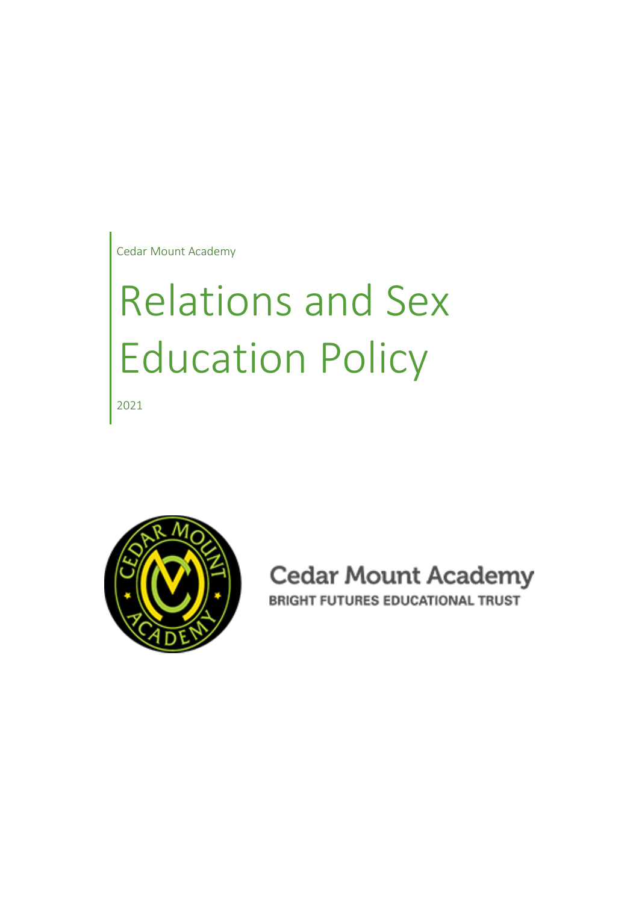Cedar Mount Academy

# Relations and Sex Education Policy

2021

Cedar Mount Academy

BRIGHT FUTURES EDUCATIONAL TRUST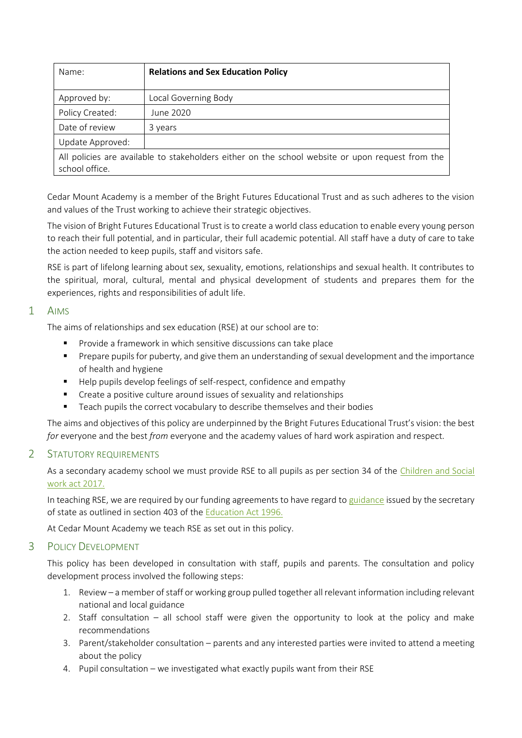| Name: | **Relations and Sex Education Policy** |
| --- | --- |
| Approved by: | Local Governing Body |
| Policy Created: | June 2020 |
| Date of review | 3 years |
| Update Approved: | |
| All policies are available to stakeholders either on the school website or upon request from the school office. | |

Cedar Mount Academy is a member of the Bright Futures Educational Trust and as such adheres to the vision and values of the Trust working to achieve their strategic objectives.

The vision of Bright Futures Educational Trust is to create a world class education to enable every young person to reach their full potential, and in particular, their full academic potential. All staff have a duty of care to take the action needed to keep pupils, staff and visitors safe.

RSE is part of lifelong learning about sex, sexuality, emotions, relationships and sexual health. It contributes to the spiritual, moral, cultural, mental and physical development of students and prepares them for the experiences, rights and responsibilities of adult life.

## 1 Aims

The aims of relationships and sex education (RSE) at our school are to:

- Provide a framework in which sensitive discussions can take place
- Prepare pupils for puberty, and give them an understanding of sexual development and the importance of health and hygiene
- Help pupils develop feelings of self-respect, confidence and empathy
- Create a positive culture around issues of sexuality and relationships
- Teach pupils the correct vocabulary to describe themselves and their bodies

The aims and objectives of this policy are underpinned by the Bright Futures Educational Trust's vision: the best *for* everyone and the best *from* everyone and the academy values of hard work aspiration and respect.

## 2 Statutory Requirements

As a secondary academy school we must provide RSE to all pupils as per section 34 of the Children and Social work act 2017.

In teaching RSE, we are required by our funding agreements to have regard to guidance issued by the secretary of state as outlined in section 403 of the Education Act 1996.

At Cedar Mount Academy we teach RSE as set out in this policy.

## 3 Policy Development

This policy has been developed in consultation with staff, pupils and parents. The consultation and policy development process involved the following steps:

1. Review – a member of staff or working group pulled together all relevant information including relevant national and local guidance
2. Staff consultation – all school staff were given the opportunity to look at the policy and make recommendations
3. Parent/stakeholder consultation – parents and any interested parties were invited to attend a meeting about the policy
4. Pupil consultation – we investigated what exactly pupils want from their RSE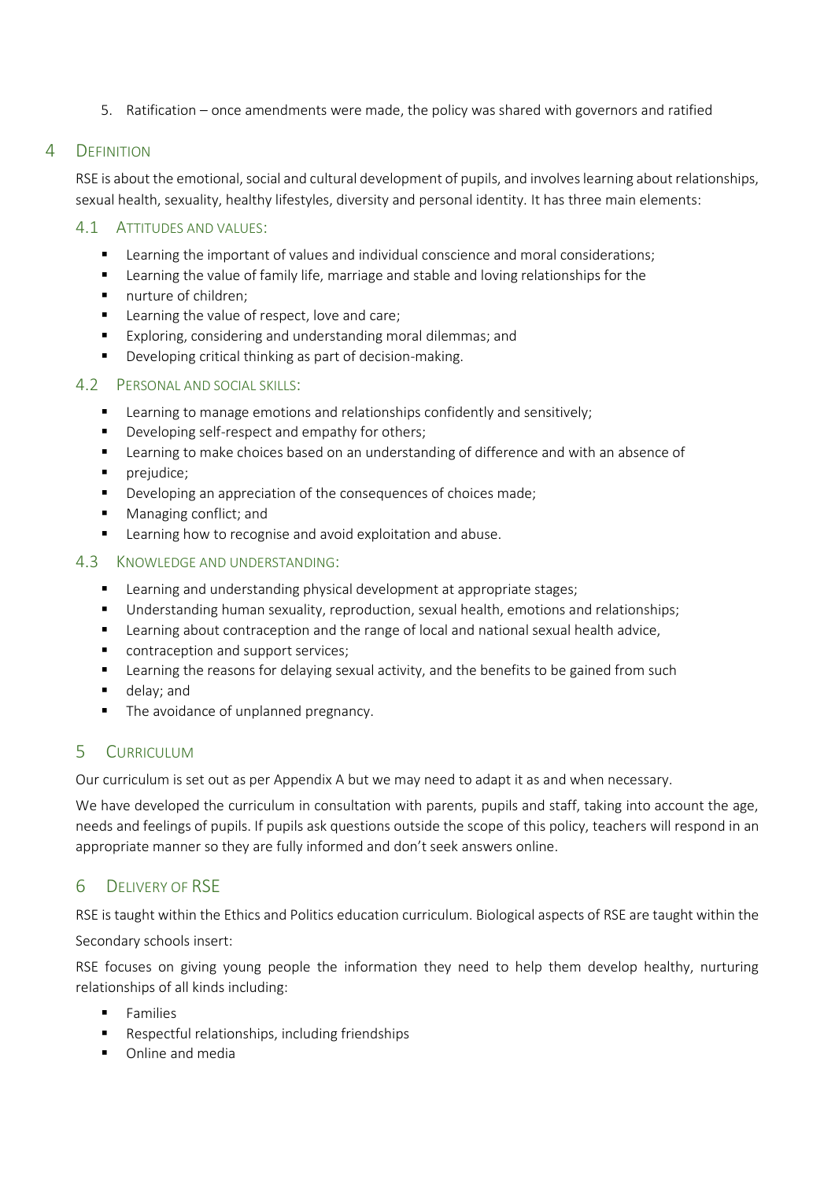5. Ratification – once amendments were made, the policy was shared with governors and ratified

## 4 Definition

RSE is about the emotional, social and cultural development of pupils, and involves learning about relationships, sexual health, sexuality, healthy lifestyles, diversity and personal identity. It has three main elements:

### 4.1 Attitudes and values:

- Learning the important of values and individual conscience and moral considerations;
- Learning the value of family life, marriage and stable and loving relationships for the
- nurture of children;
- Learning the value of respect, love and care;
- Exploring, considering and understanding moral dilemmas; and
- Developing critical thinking as part of decision-making.

### 4.2 Personal and social skills:

- Learning to manage emotions and relationships confidently and sensitively;
- Developing self-respect and empathy for others;
- Learning to make choices based on an understanding of difference and with an absence of
- prejudice;
- Developing an appreciation of the consequences of choices made;
- Managing conflict; and
- Learning how to recognise and avoid exploitation and abuse.

### 4.3 Knowledge and understanding:

- Learning and understanding physical development at appropriate stages;
- Understanding human sexuality, reproduction, sexual health, emotions and relationships;
- Learning about contraception and the range of local and national sexual health advice,
- contraception and support services;
- Learning the reasons for delaying sexual activity, and the benefits to be gained from such
- delay; and
- The avoidance of unplanned pregnancy.

## 5 Curriculum

Our curriculum is set out as per Appendix A but we may need to adapt it as and when necessary.

We have developed the curriculum in consultation with parents, pupils and staff, taking into account the age, needs and feelings of pupils. If pupils ask questions outside the scope of this policy, teachers will respond in an appropriate manner so they are fully informed and don't seek answers online.

## 6 Delivery of RSE

RSE is taught within the Ethics and Politics education curriculum. Biological aspects of RSE are taught within the

Secondary schools insert:

RSE focuses on giving young people the information they need to help them develop healthy, nurturing relationships of all kinds including:

- Families
- Respectful relationships, including friendships
- Online and media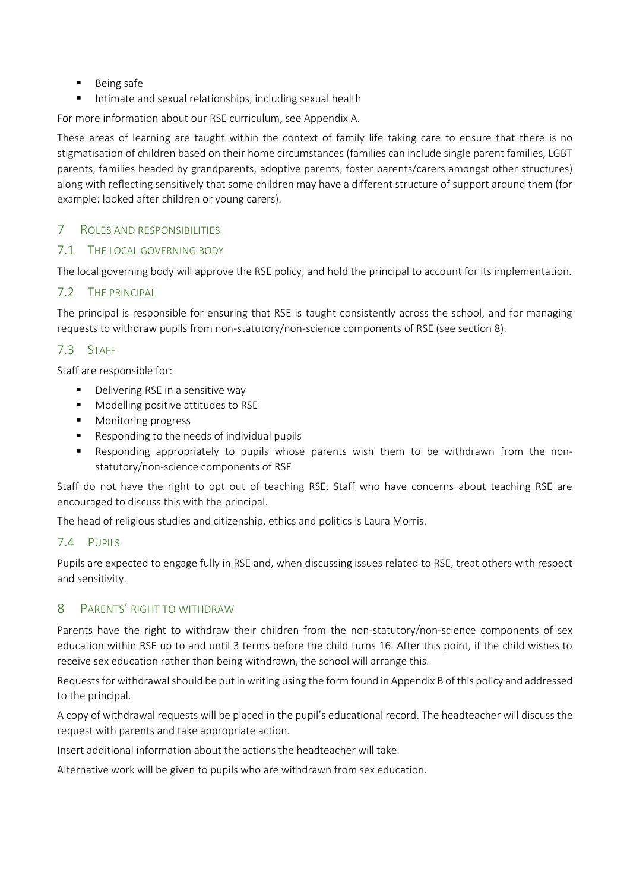- Being safe
- Intimate and sexual relationships, including sexual health

For more information about our RSE curriculum, see Appendix A.

These areas of learning are taught within the context of family life taking care to ensure that there is no stigmatisation of children based on their home circumstances (families can include single parent families, LGBT parents, families headed by grandparents, adoptive parents, foster parents/carers amongst other structures) along with reflecting sensitively that some children may have a different structure of support around them (for example: looked after children or young carers).

## 7 Roles and Responsibilities

### 7.1 The Local Governing Body

The local governing body will approve the RSE policy, and hold the principal to account for its implementation.

### 7.2 The Principal

The principal is responsible for ensuring that RSE is taught consistently across the school, and for managing requests to withdraw pupils from non-statutory/non-science components of RSE (see section 8).

### 7.3 Staff

Staff are responsible for:

- Delivering RSE in a sensitive way
- Modelling positive attitudes to RSE
- Monitoring progress
- Responding to the needs of individual pupils
- Responding appropriately to pupils whose parents wish them to be withdrawn from the non-statutory/non-science components of RSE

Staff do not have the right to opt out of teaching RSE. Staff who have concerns about teaching RSE are encouraged to discuss this with the principal.

The head of religious studies and citizenship, ethics and politics is Laura Morris.

### 7.4 Pupils

Pupils are expected to engage fully in RSE and, when discussing issues related to RSE, treat others with respect and sensitivity.

## 8 Parents' Right to Withdraw

Parents have the right to withdraw their children from the non-statutory/non-science components of sex education within RSE up to and until 3 terms before the child turns 16. After this point, if the child wishes to receive sex education rather than being withdrawn, the school will arrange this.

Requests for withdrawal should be put in writing using the form found in Appendix B of this policy and addressed to the principal.

A copy of withdrawal requests will be placed in the pupil's educational record. The headteacher will discuss the request with parents and take appropriate action.

Insert additional information about the actions the headteacher will take.

Alternative work will be given to pupils who are withdrawn from sex education.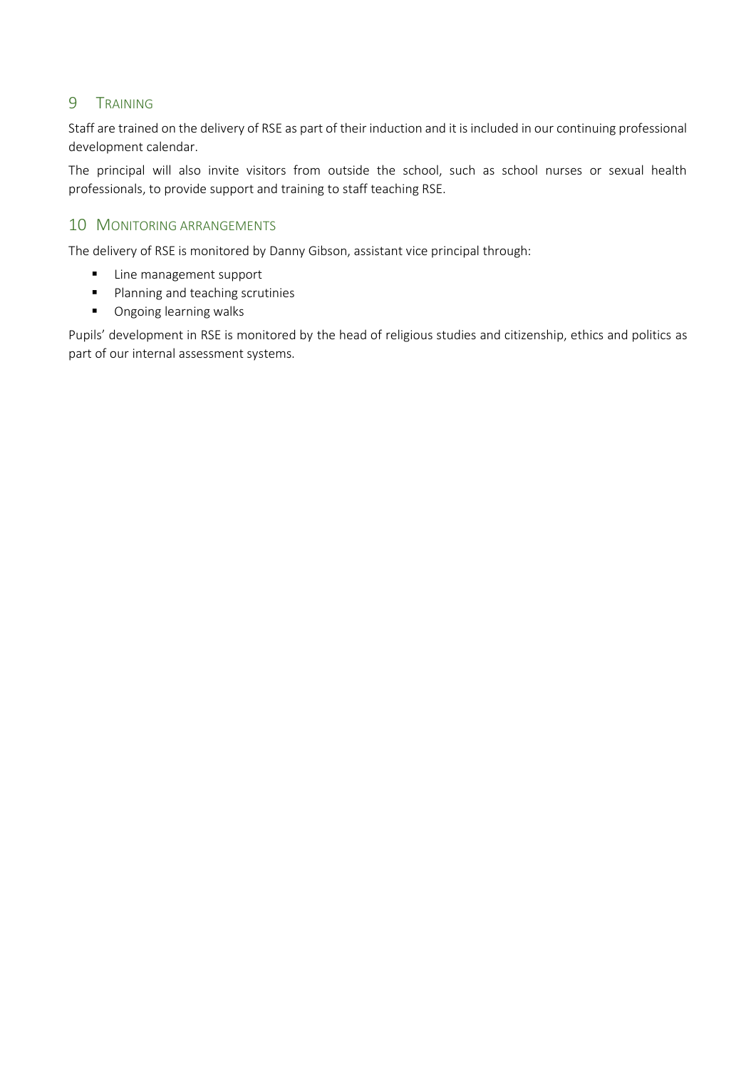## 9 Training

Staff are trained on the delivery of RSE as part of their induction and it is included in our continuing professional development calendar.

The principal will also invite visitors from outside the school, such as school nurses or sexual health professionals, to provide support and training to staff teaching RSE.

## 10 Monitoring arrangements

The delivery of RSE is monitored by Danny Gibson, assistant vice principal through:

- Line management support
- Planning and teaching scrutinies
- Ongoing learning walks

Pupils' development in RSE is monitored by the head of religious studies and citizenship, ethics and politics as part of our internal assessment systems.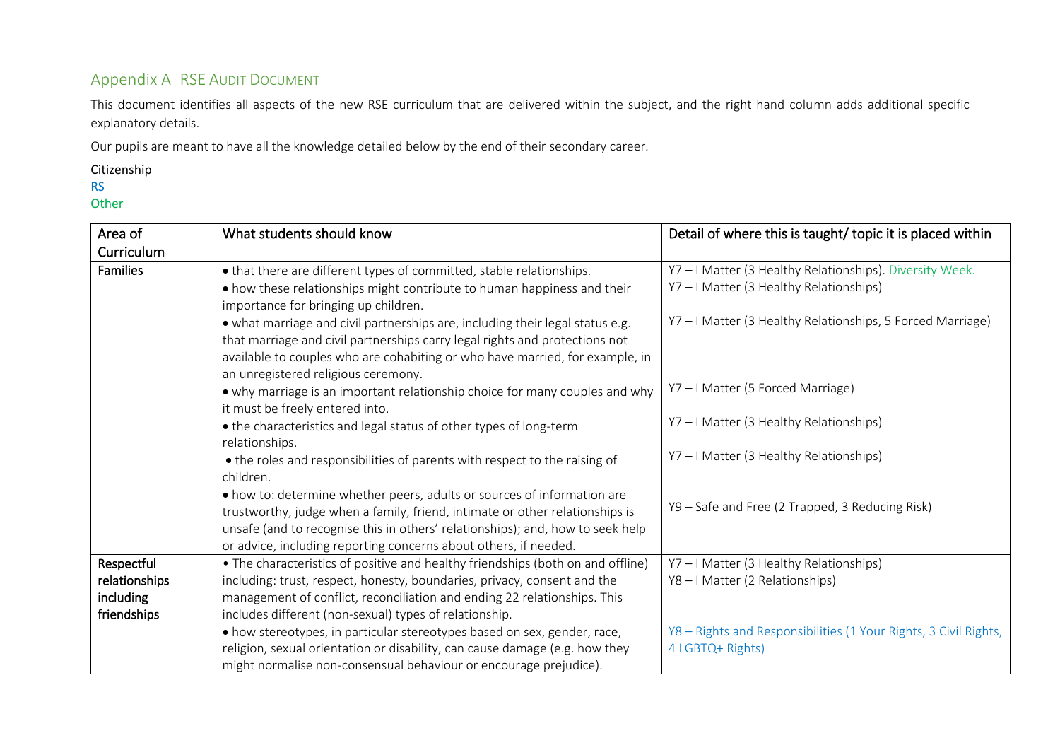## Appendix A RSE Audit Document

This document identifies all aspects of the new RSE curriculum that are delivered within the subject, and the right hand column adds additional specific explanatory details.

Our pupils are meant to have all the knowledge detailed below by the end of their secondary career.

Citizenship
RS
Other

| Area of Curriculum | What students should know | Detail of where this is taught/ topic it is placed within |
|---|---|---|
| Families | • that there are different types of committed, stable relationships. | Y7 – I Matter (3 Healthy Relationships). Diversity Week. |
| | • how these relationships might contribute to human happiness and their importance for bringing up children. | Y7 – I Matter (3 Healthy Relationships) |
| | • what marriage and civil partnerships are, including their legal status e.g. that marriage and civil partnerships carry legal rights and protections not available to couples who are cohabiting or who have married, for example, in an unregistered religious ceremony. | Y7 – I Matter (3 Healthy Relationships, 5 Forced Marriage) |
| | • why marriage is an important relationship choice for many couples and why it must be freely entered into. | Y7 – I Matter (5 Forced Marriage) |
| | • the characteristics and legal status of other types of long-term relationships. | Y7 – I Matter (3 Healthy Relationships) |
| | • the roles and responsibilities of parents with respect to the raising of children. | Y7 – I Matter (3 Healthy Relationships) |
| | • how to: determine whether peers, adults or sources of information are trustworthy, judge when a family, friend, intimate or other relationships is unsafe (and to recognise this in others' relationships); and, how to seek help or advice, including reporting concerns about others, if needed. | Y9 – Safe and Free (2 Trapped, 3 Reducing Risk) |
| Respectful relationships including friendships | • The characteristics of positive and healthy friendships (both on and offline) including: trust, respect, honesty, boundaries, privacy, consent and the management of conflict, reconciliation and ending 22 relationships. This includes different (non-sexual) types of relationship. | Y7 – I Matter (3 Healthy Relationships)<br>Y8 – I Matter (2 Relationships) |
| | • how stereotypes, in particular stereotypes based on sex, gender, race, religion, sexual orientation or disability, can cause damage (e.g. how they might normalise non-consensual behaviour or encourage prejudice). | Y8 – Rights and Responsibilities (1 Your Rights, 3 Civil Rights, 4 LGBTQ+ Rights) |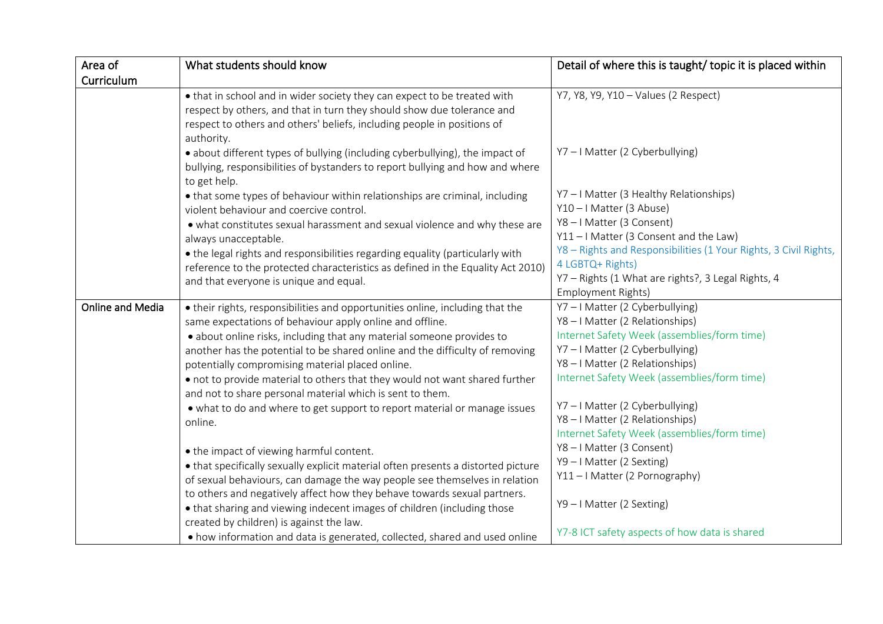| Area of Curriculum | What students should know | Detail of where this is taught/ topic it is placed within |
|---|---|---|
| | • that in school and in wider society they can expect to be treated with respect by others, and that in turn they should show due tolerance and respect to others and others' beliefs, including people in positions of authority.<br>• about different types of bullying (including cyberbullying), the impact of bullying, responsibilities of bystanders to report bullying and how and where to get help.<br>• that some types of behaviour within relationships are criminal, including violent behaviour and coercive control.<br>• what constitutes sexual harassment and sexual violence and why these are always unacceptable.<br>• the legal rights and responsibilities regarding equality (particularly with reference to the protected characteristics as defined in the Equality Act 2010) and that everyone is unique and equal. | Y7, Y8, Y9, Y10 – Values (2 Respect)<br><br>Y7 – I Matter (2 Cyberbullying)<br><br>Y7 – I Matter (3 Healthy Relationships)<br>Y10 – I Matter (3 Abuse)<br>Y8 – I Matter (3 Consent)<br>Y11 – I Matter (3 Consent and the Law)<br>Y8 – Rights and Responsibilities (1 Your Rights, 3 Civil Rights, 4 LGBTQ+ Rights)<br>Y7 – Rights (1 What are rights?, 3 Legal Rights, 4 Employment Rights) |
| Online and Media | • their rights, responsibilities and opportunities online, including that the same expectations of behaviour apply online and offline.<br>• about online risks, including that any material someone provides to another has the potential to be shared online and the difficulty of removing potentially compromising material placed online.<br>• not to provide material to others that they would not want shared further and not to share personal material which is sent to them.<br>• what to do and where to get support to report material or manage issues online.<br><br>• the impact of viewing harmful content.<br>• that specifically sexually explicit material often presents a distorted picture of sexual behaviours, can damage the way people see themselves in relation to others and negatively affect how they behave towards sexual partners.<br>• that sharing and viewing indecent images of children (including those created by children) is against the law.<br>• how information and data is generated, collected, shared and used online | Y7 – I Matter (2 Cyberbullying)<br>Y8 – I Matter (2 Relationships)<br>Internet Safety Week (assemblies/form time)<br>Y7 – I Matter (2 Cyberbullying)<br>Y8 – I Matter (2 Relationships)<br>Internet Safety Week (assemblies/form time)<br><br>Y7 – I Matter (2 Cyberbullying)<br>Y8 – I Matter (2 Relationships)<br>Internet Safety Week (assemblies/form time)<br>Y8 – I Matter (3 Consent)<br>Y9 – I Matter (2 Sexting)<br>Y11 – I Matter (2 Pornography)<br><br>Y9 – I Matter (2 Sexting)<br><br>Y7-8 ICT safety aspects of how data is shared |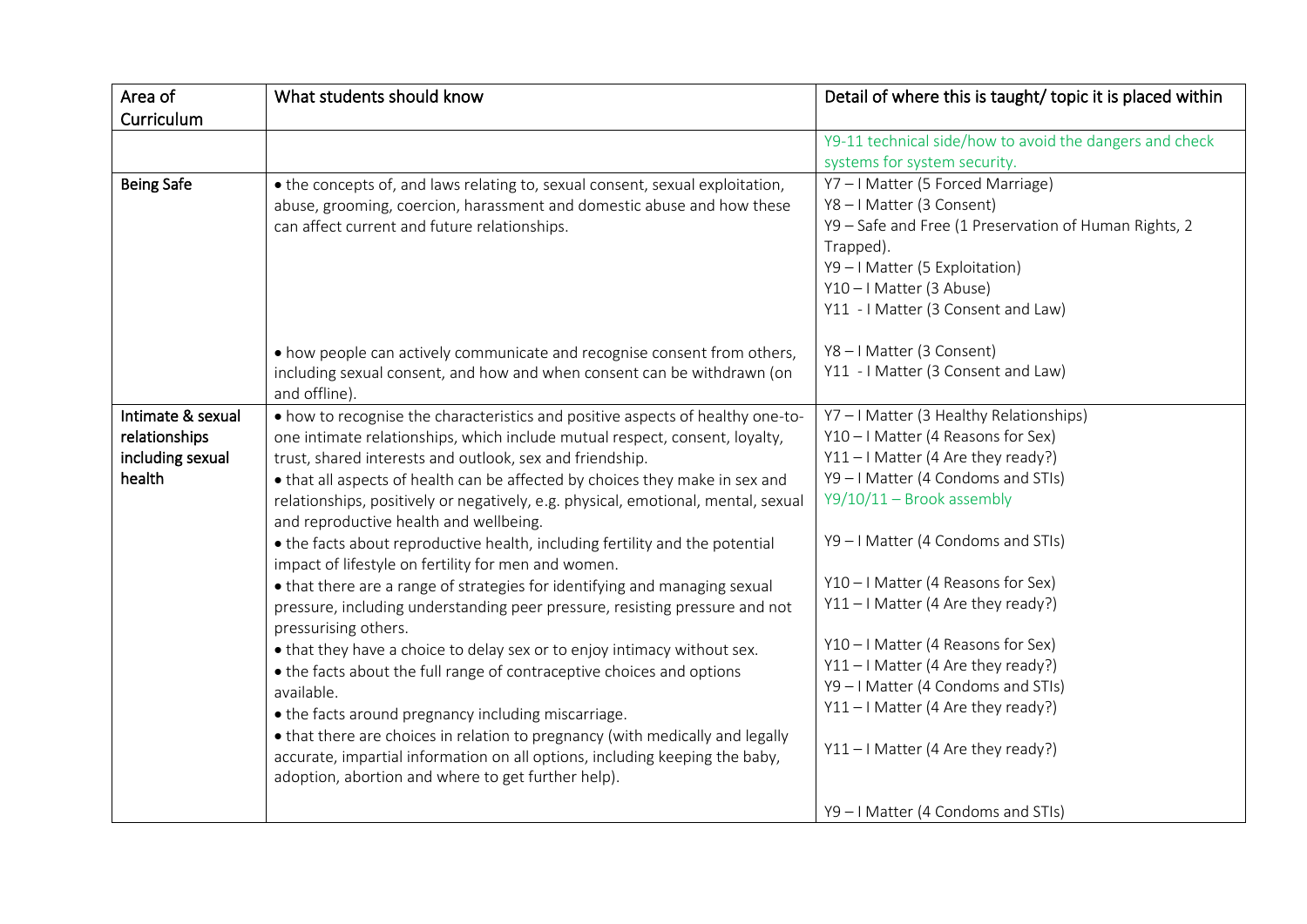| Area of Curriculum | What students should know | Detail of where this is taught/ topic it is placed within |
| --- | --- | --- |
| | | Y9-11 technical side/how to avoid the dangers and check systems for system security. |
| Being Safe | • the concepts of, and laws relating to, sexual consent, sexual exploitation, abuse, grooming, coercion, harassment and domestic abuse and how these can affect current and future relationships. | Y7 – I Matter (5 Forced Marriage)<br>Y8 – I Matter (3 Consent)<br>Y9 – Safe and Free (1 Preservation of Human Rights, 2 Trapped).<br>Y9 – I Matter (5 Exploitation)<br>Y10 – I Matter (3 Abuse)<br>Y11 - I Matter (3 Consent and Law) |
| | • how people can actively communicate and recognise consent from others, including sexual consent, and how and when consent can be withdrawn (on and offline). | Y8 – I Matter (3 Consent)<br>Y11 - I Matter (3 Consent and Law) |
| Intimate & sexual relationships including sexual health | • how to recognise the characteristics and positive aspects of healthy one-to-one intimate relationships, which include mutual respect, consent, loyalty, trust, shared interests and outlook, sex and friendship. | Y7 – I Matter (3 Healthy Relationships)<br>Y10 – I Matter (4 Reasons for Sex)<br>Y11 – I Matter (4 Are they ready?) |
| | • that all aspects of health can be affected by choices they make in sex and relationships, positively or negatively, e.g. physical, emotional, mental, sexual and reproductive health and wellbeing. | Y9 – I Matter (4 Condoms and STIs)<br>Y9/10/11 – Brook assembly |
| | • the facts about reproductive health, including fertility and the potential impact of lifestyle on fertility for men and women. | Y9 – I Matter (4 Condoms and STIs) |
| | • that there are a range of strategies for identifying and managing sexual pressure, including understanding peer pressure, resisting pressure and not pressurising others. | Y10 – I Matter (4 Reasons for Sex)<br>Y11 – I Matter (4 Are they ready?) |
| | • that they have a choice to delay sex or to enjoy intimacy without sex. | Y10 – I Matter (4 Reasons for Sex)<br>Y11 – I Matter (4 Are they ready?) |
| | • the facts about the full range of contraceptive choices and options available. | Y9 – I Matter (4 Condoms and STIs) |
| | • the facts around pregnancy including miscarriage. | Y11 – I Matter (4 Are they ready?) |
| | • that there are choices in relation to pregnancy (with medically and legally accurate, impartial information on all options, including keeping the baby, adoption, abortion and where to get further help). | Y11 – I Matter (4 Are they ready?) |
| | | Y9 – I Matter (4 Condoms and STIs) |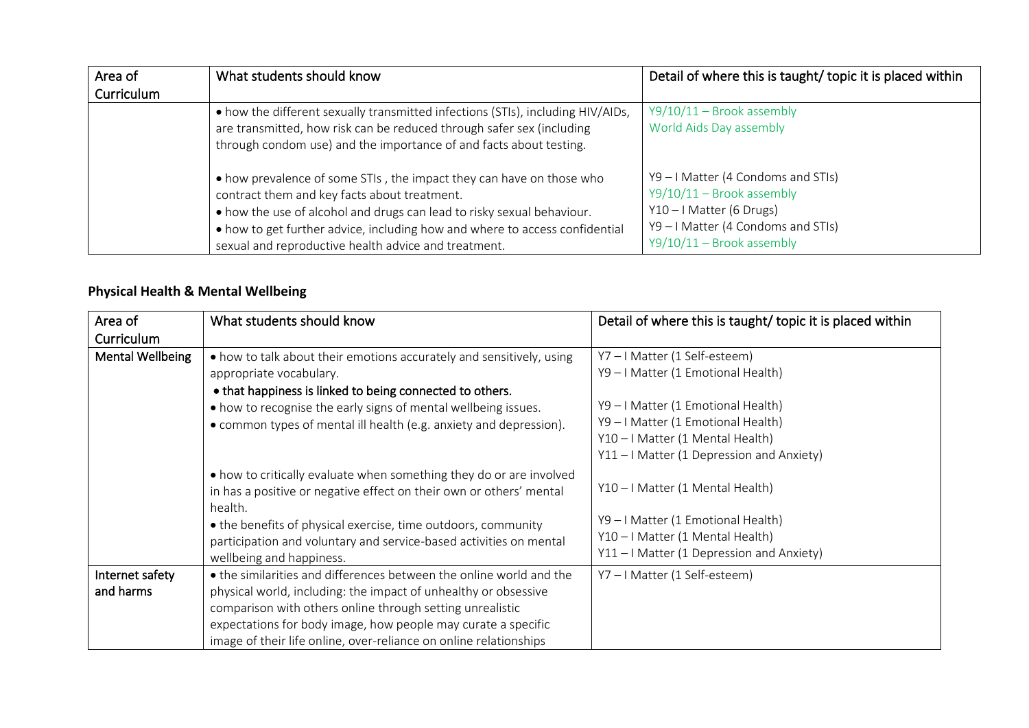| Area of Curriculum | What students should know | Detail of where this is taught/ topic it is placed within |
|---|---|---|
| | • how the different sexually transmitted infections (STIs), including HIV/AIDs, are transmitted, how risk can be reduced through safer sex (including through condom use) and the importance of and facts about testing.<br><br>• how prevalence of some STIs , the impact they can have on those who contract them and key facts about treatment.<br>• how the use of alcohol and drugs can lead to risky sexual behaviour.<br>• how to get further advice, including how and where to access confidential sexual and reproductive health advice and treatment. | Y9/10/11 – Brook assembly<br>World Aids Day assembly<br><br>Y9 – I Matter (4 Condoms and STIs)<br>Y9/10/11 – Brook assembly<br>Y10 – I Matter (6 Drugs)<br>Y9 – I Matter (4 Condoms and STIs)<br>Y9/10/11 – Brook assembly |

**Physical Health & Mental Wellbeing**

| Area of Curriculum | What students should know | Detail of where this is taught/ topic it is placed within |
|---|---|---|
| Mental Wellbeing | • how to talk about their emotions accurately and sensitively, using appropriate vocabulary.<br>**• that happiness is linked to being connected to others.**<br>• how to recognise the early signs of mental wellbeing issues.<br>• common types of mental ill health (e.g. anxiety and depression).<br><br>• how to critically evaluate when something they do or are involved in has a positive or negative effect on their own or others' mental health.<br>• the benefits of physical exercise, time outdoors, community participation and voluntary and service-based activities on mental wellbeing and happiness. | Y7 – I Matter (1 Self-esteem)<br>Y9 – I Matter (1 Emotional Health)<br><br>Y9 – I Matter (1 Emotional Health)<br>Y9 – I Matter (1 Emotional Health)<br>Y10 – I Matter (1 Mental Health)<br>Y11 – I Matter (1 Depression and Anxiety)<br><br>Y10 – I Matter (1 Mental Health)<br><br>Y9 – I Matter (1 Emotional Health)<br>Y10 – I Matter (1 Mental Health)<br>Y11 – I Matter (1 Depression and Anxiety) |
| Internet safety and harms | • the similarities and differences between the online world and the physical world, including: the impact of unhealthy or obsessive comparison with others online through setting unrealistic expectations for body image, how people may curate a specific image of their life online, over-reliance on online relationships | Y7 – I Matter (1 Self-esteem) |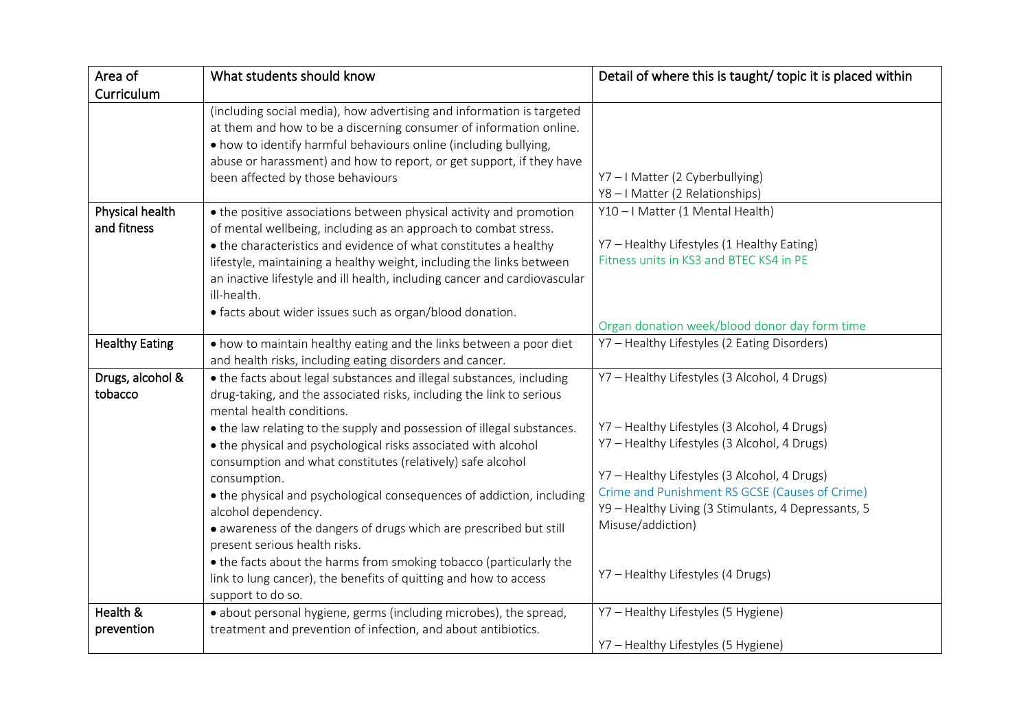| Area of Curriculum | What students should know | Detail of where this is taught/ topic it is placed within |
|---|---|---|
| | (including social media), how advertising and information is targeted at them and how to be a discerning consumer of information online.<br>• how to identify harmful behaviours online (including bullying, abuse or harassment) and how to report, or get support, if they have been affected by those behaviours | Y7 – I Matter (2 Cyberbullying)<br>Y8 – I Matter (2 Relationships) |
| Physical health and fitness | • the positive associations between physical activity and promotion of mental wellbeing, including as an approach to combat stress.<br>• the characteristics and evidence of what constitutes a healthy lifestyle, maintaining a healthy weight, including the links between an inactive lifestyle and ill health, including cancer and cardiovascular ill-health.<br>• facts about wider issues such as organ/blood donation. | Y10 – I Matter (1 Mental Health)<br>Y7 – Healthy Lifestyles (1 Healthy Eating)<br>Fitness units in KS3 and BTEC KS4 in PE<br>Organ donation week/blood donor day form time |
| Healthy Eating | • how to maintain healthy eating and the links between a poor diet and health risks, including eating disorders and cancer. | Y7 – Healthy Lifestyles (2 Eating Disorders) |
| Drugs, alcohol & tobacco | • the facts about legal substances and illegal substances, including drug-taking, and the associated risks, including the link to serious mental health conditions.<br>• the law relating to the supply and possession of illegal substances.<br>• the physical and psychological risks associated with alcohol consumption and what constitutes (relatively) safe alcohol consumption.<br>• the physical and psychological consequences of addiction, including alcohol dependency.<br>• awareness of the dangers of drugs which are prescribed but still present serious health risks.<br>• the facts about the harms from smoking tobacco (particularly the link to lung cancer), the benefits of quitting and how to access support to do so. | Y7 – Healthy Lifestyles (3 Alcohol, 4 Drugs)<br>Y7 – Healthy Lifestyles (3 Alcohol, 4 Drugs)<br>Y7 – Healthy Lifestyles (3 Alcohol, 4 Drugs)<br>Y7 – Healthy Lifestyles (3 Alcohol, 4 Drugs)<br>Crime and Punishment RS GCSE (Causes of Crime)<br>Y9 – Healthy Living (3 Stimulants, 4 Depressants, 5 Misuse/addiction)<br>Y7 – Healthy Lifestyles (4 Drugs) |
| Health & prevention | • about personal hygiene, germs (including microbes), the spread, treatment and prevention of infection, and about antibiotics. | Y7 – Healthy Lifestyles (5 Hygiene)<br>Y7 – Healthy Lifestyles (5 Hygiene) |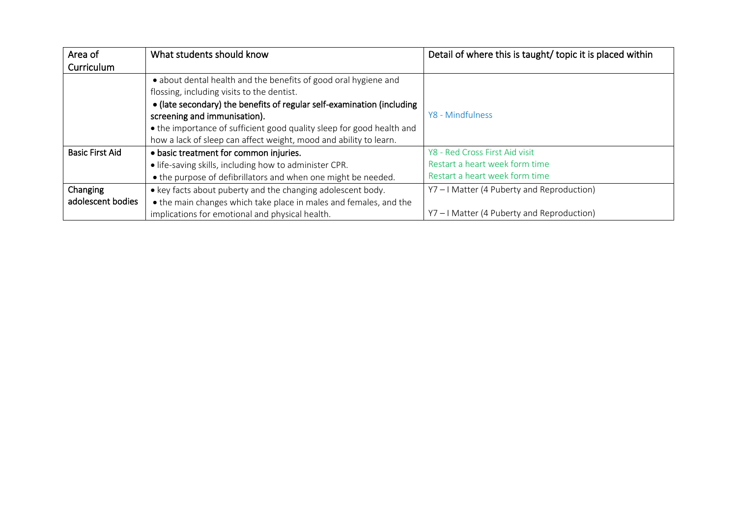| Area of Curriculum | What students should know | Detail of where this is taught/ topic it is placed within |
| --- | --- | --- |
| | • about dental health and the benefits of good oral hygiene and flossing, including visits to the dentist.<br>**• (late secondary) the benefits of regular self-examination (including screening and immunisation).**<br>• the importance of sufficient good quality sleep for good health and how a lack of sleep can affect weight, mood and ability to learn. | Y8 - Mindfulness |
| Basic First Aid | **• basic treatment for common injuries.**<br>• life-saving skills, including how to administer CPR.<br>• the purpose of defibrillators and when one might be needed. | Y8 - Red Cross First Aid visit<br>Restart a heart week form time<br>Restart a heart week form time |
| Changing adolescent bodies | • key facts about puberty and the changing adolescent body.<br>• the main changes which take place in males and females, and the implications for emotional and physical health. | Y7 – I Matter (4 Puberty and Reproduction)<br><br>Y7 – I Matter (4 Puberty and Reproduction) |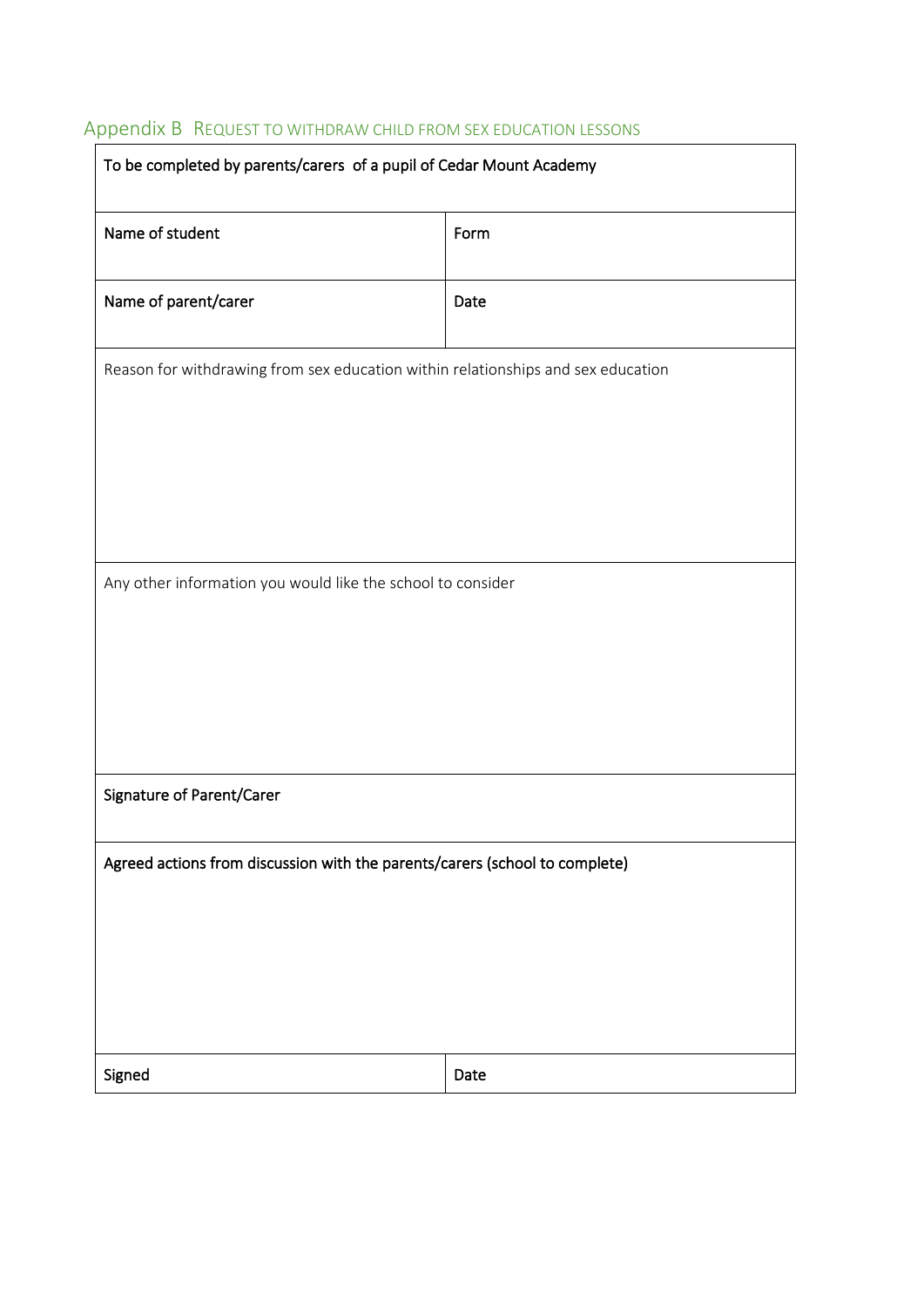## Appendix B Request to withdraw child from sex education lessons

| | |
|---|---|
| **To be completed by parents/carers of a pupil of Cedar Mount Academy** | |
| **Name of student** | **Form** |
| **Name of parent/carer** | **Date** |
| Reason for withdrawing from sex education within relationships and sex education | |
| Any other information you would like the school to consider | |
| **Signature of Parent/Carer** | |
| **Agreed actions from discussion with the parents/carers (school to complete)** | |
| **Signed** | **Date** |